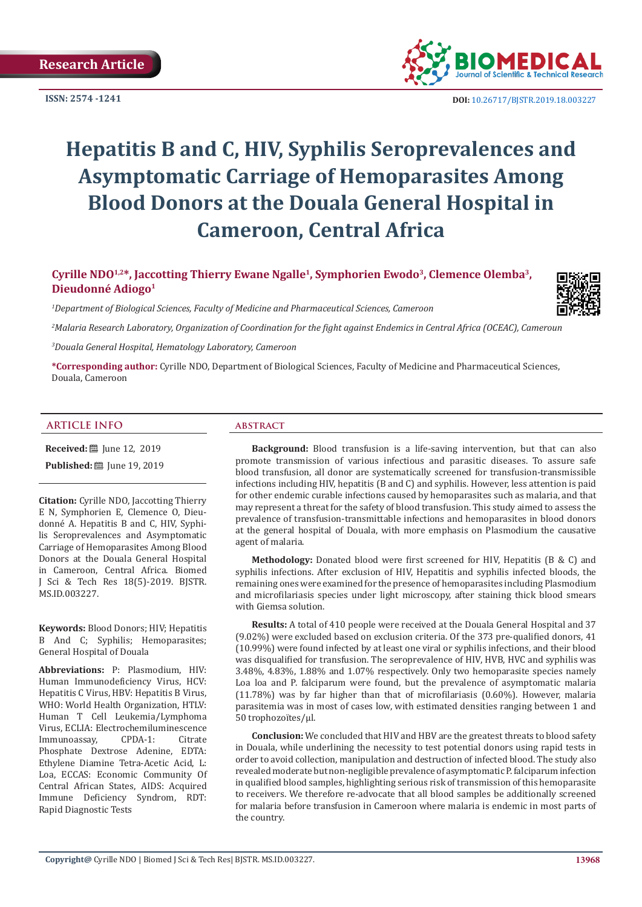Research Article

ISSN: 2574 -1241

DOI: 10.26717/BJSTR.2019.18.003227

# Hepatitis B and C, HIV, Syphilis Seroprevalences and Asymptomatic Carriage of Hemoparasites Among Blood Donors at the Douala General Hospital in Cameroon, Central Africa

**Cyrille NDO[1,2]*, Jaccotting Thierry Ewane Ngalle[1], Symphorien Ewodo[3], Clemence Olemba[3], Dieudonné Adiogo[1]**

*[1]Department of Biological Sciences, Faculty of Medicine and Pharmaceutical Sciences, Cameroon*

*[2]Malaria Research Laboratory, Organization of Coordination for the fight against Endemics in Central Africa (OCEAC), Cameroun*

*[3]Douala General Hospital, Hematology Laboratory, Cameroon*

**\*Corresponding author:** Cyrille NDO, Department of Biological Sciences, Faculty of Medicine and Pharmaceutical Sciences, Douala, Cameroon

## ARTICLE INFO

**Received:** June 12, 2019

**Published:** June 19, 2019

**Citation:** Cyrille NDO, Jaccotting Thierry E N, Symphorien E, Clemence O, Dieudonné A. Hepatitis B and C, HIV, Syphilis Seroprevalences and Asymptomatic Carriage of Hemoparasites Among Blood Donors at the Douala General Hospital in Cameroon, Central Africa. Biomed J Sci & Tech Res 18(5)-2019. BJSTR. MS.ID.003227.

**Keywords:** Blood Donors; HIV; Hepatitis B And C; Syphilis; Hemoparasites; General Hospital of Douala

**Abbreviations:** P: Plasmodium, HIV: Human Immunodeficiency Virus, HCV: Hepatitis C Virus, HBV: Hepatitis B Virus, WHO: World Health Organization, HTLV: Human T Cell Leukemia/Lymphoma Virus, ECLIA: Electrochemiluminescence Immunoassay, CPDA-1: Citrate Phosphate Dextrose Adenine, EDTA: Ethylene Diamine Tetra-Acetic Acid, L: Loa, ECCAS: Economic Community Of Central African States, AIDS: Acquired Immune Deficiency Syndrom, RDT: Rapid Diagnostic Tests

## ABSTRACT

**Background:** Blood transfusion is a life-saving intervention, but that can also promote transmission of various infectious and parasitic diseases. To assure safe blood transfusion, all donor are systematically screened for transfusion-transmissible infections including HIV, hepatitis (B and C) and syphilis. However, less attention is paid for other endemic curable infections caused by hemoparasites such as malaria, and that may represent a threat for the safety of blood transfusion. This study aimed to assess the prevalence of transfusion-transmittable infections and hemoparasites in blood donors at the general hospital of Douala, with more emphasis on Plasmodium the causative agent of malaria.

**Methodology:** Donated blood were first screened for HIV, Hepatitis (B & C) and syphilis infections. After exclusion of HIV, Hepatitis and syphilis infected bloods, the remaining ones were examined for the presence of hemoparasites including Plasmodium and microfilariasis species under light microscopy, after staining thick blood smears with Giemsa solution.

**Results:** A total of 410 people were received at the Douala General Hospital and 37 (9.02%) were excluded based on exclusion criteria. Of the 373 pre-qualified donors, 41 (10.99%) were found infected by at least one viral or syphilis infections, and their blood was disqualified for transfusion. The seroprevalence of HIV, HVB, HVC and syphilis was 3.48%, 4.83%, 1.88% and 1.07% respectively. Only two hemoparasite species namely Loa loa and P. falciparum were found, but the prevalence of asymptomatic malaria (11.78%) was by far higher than that of microfilariasis (0.60%). However, malaria parasitemia was in most of cases low, with estimated densities ranging between 1 and 50 trophozoïtes/µl.

**Conclusion:** We concluded that HIV and HBV are the greatest threats to blood safety in Douala, while underlining the necessity to test potential donors using rapid tests in order to avoid collection, manipulation and destruction of infected blood. The study also revealed moderate but non-negligible prevalence of asymptomatic P. falciparum infection in qualified blood samples, highlighting serious risk of transmission of this hemoparasite to receivers. We therefore re-advocate that all blood samples be additionally screened for malaria before transfusion in Cameroon where malaria is endemic in most parts of the country.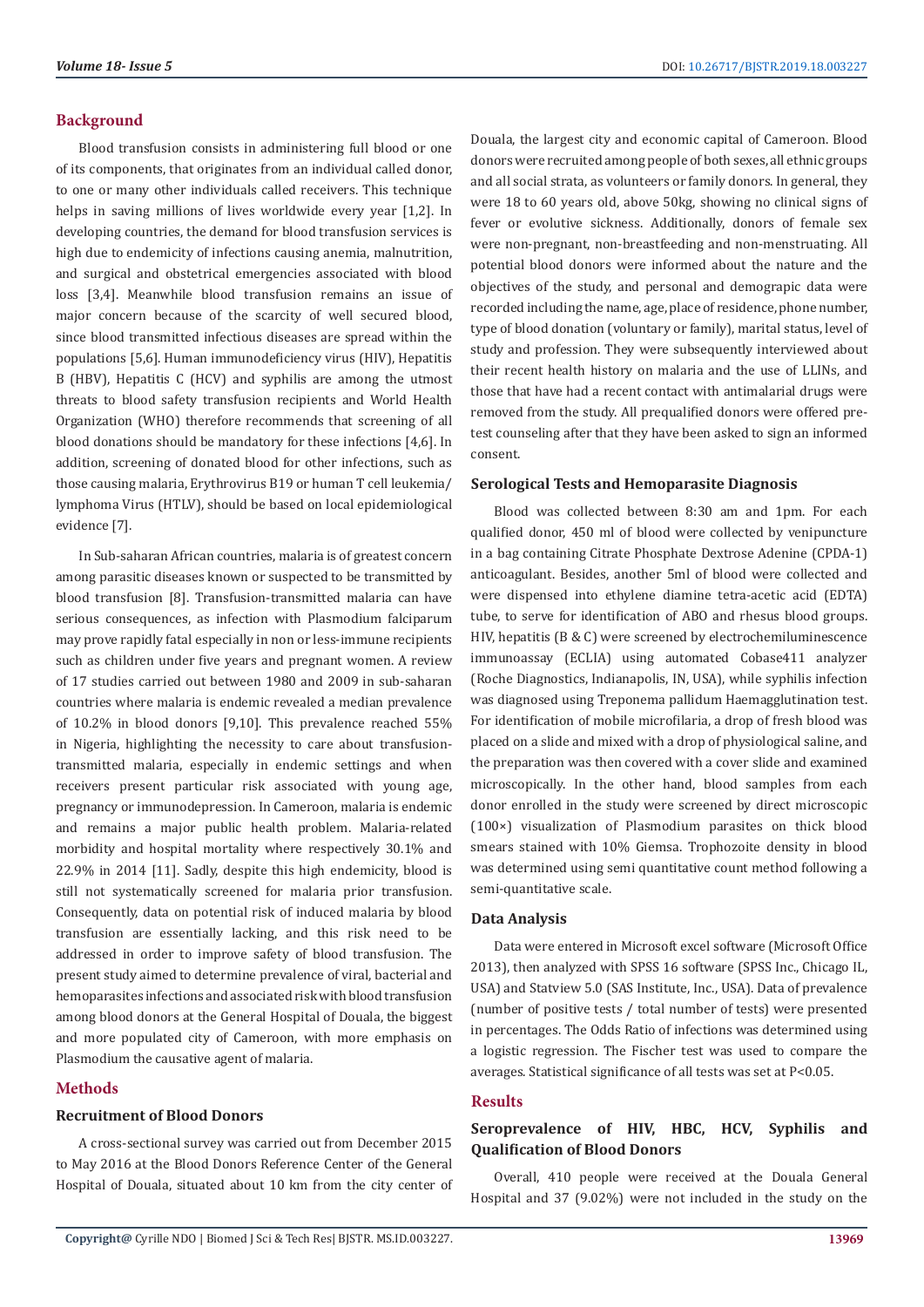## Background

Blood transfusion consists in administering full blood or one of its components, that originates from an individual called donor, to one or many other individuals called receivers. This technique helps in saving millions of lives worldwide every year [1,2]. In developing countries, the demand for blood transfusion services is high due to endemicity of infections causing anemia, malnutrition, and surgical and obstetrical emergencies associated with blood loss [3,4]. Meanwhile blood transfusion remains an issue of major concern because of the scarcity of well secured blood, since blood transmitted infectious diseases are spread within the populations [5,6]. Human immunodeficiency virus (HIV), Hepatitis B (HBV), Hepatitis C (HCV) and syphilis are among the utmost threats to blood safety transfusion recipients and World Health Organization (WHO) therefore recommends that screening of all blood donations should be mandatory for these infections [4,6]. In addition, screening of donated blood for other infections, such as those causing malaria, Erythrovirus B19 or human T cell leukemia/lymphoma Virus (HTLV), should be based on local epidemiological evidence [7].

In Sub-saharan African countries, malaria is of greatest concern among parasitic diseases known or suspected to be transmitted by blood transfusion [8]. Transfusion-transmitted malaria can have serious consequences, as infection with Plasmodium falciparum may prove rapidly fatal especially in non or less-immune recipients such as children under five years and pregnant women. A review of 17 studies carried out between 1980 and 2009 in sub-saharan countries where malaria is endemic revealed a median prevalence of 10.2% in blood donors [9,10]. This prevalence reached 55% in Nigeria, highlighting the necessity to care about transfusion-transmitted malaria, especially in endemic settings and when receivers present particular risk associated with young age, pregnancy or immunodepression. In Cameroon, malaria is endemic and remains a major public health problem. Malaria-related morbidity and hospital mortality where respectively 30.1% and 22.9% in 2014 [11]. Sadly, despite this high endemicity, blood is still not systematically screened for malaria prior transfusion. Consequently, data on potential risk of induced malaria by blood transfusion are essentially lacking, and this risk need to be addressed in order to improve safety of blood transfusion. The present study aimed to determine prevalence of viral, bacterial and hemoparasites infections and associated risk with blood transfusion among blood donors at the General Hospital of Douala, the biggest and more populated city of Cameroon, with more emphasis on Plasmodium the causative agent of malaria.

## Methods

### Recruitment of Blood Donors

A cross-sectional survey was carried out from December 2015 to May 2016 at the Blood Donors Reference Center of the General Hospital of Douala, situated about 10 km from the city center of Douala, the largest city and economic capital of Cameroon. Blood donors were recruited among people of both sexes, all ethnic groups and all social strata, as volunteers or family donors. In general, they were 18 to 60 years old, above 50kg, showing no clinical signs of fever or evolutive sickness. Additionally, donors of female sex were non-pregnant, non-breastfeeding and non-menstruating. All potential blood donors were informed about the nature and the objectives of the study, and personal and demograpic data were recorded including the name, age, place of residence, phone number, type of blood donation (voluntary or family), marital status, level of study and profession. They were subsequently interviewed about their recent health history on malaria and the use of LLINs, and those that have had a recent contact with antimalarial drugs were removed from the study. All prequalified donors were offered pre-test counseling after that they have been asked to sign an informed consent.

### Serological Tests and Hemoparasite Diagnosis

Blood was collected between 8:30 am and 1pm. For each qualified donor, 450 ml of blood were collected by venipuncture in a bag containing Citrate Phosphate Dextrose Adenine (CPDA-1) anticoagulant. Besides, another 5ml of blood were collected and were dispensed into ethylene diamine tetra-acetic acid (EDTA) tube, to serve for identification of ABO and rhesus blood groups. HIV, hepatitis (B & C) were screened by electrochemiluminescence immunoassay (ECLIA) using automated Cobase411 analyzer (Roche Diagnostics, Indianapolis, IN, USA), while syphilis infection was diagnosed using Treponema pallidum Haemagglutination test. For identification of mobile microfilaria, a drop of fresh blood was placed on a slide and mixed with a drop of physiological saline, and the preparation was then covered with a cover slide and examined microscopically. In the other hand, blood samples from each donor enrolled in the study were screened by direct microscopic (100×) visualization of Plasmodium parasites on thick blood smears stained with 10% Giemsa. Trophozoite density in blood was determined using semi quantitative count method following a semi-quantitative scale.

### Data Analysis

Data were entered in Microsoft excel software (Microsoft Office 2013), then analyzed with SPSS 16 software (SPSS Inc., Chicago IL, USA) and Statview 5.0 (SAS Institute, Inc., USA). Data of prevalence (number of positive tests / total number of tests) were presented in percentages. The Odds Ratio of infections was determined using a logistic regression. The Fischer test was used to compare the averages. Statistical significance of all tests was set at P<0.05.

## Results

### Seroprevalence of HIV, HBC, HCV, Syphilis and Qualification of Blood Donors

Overall, 410 people were received at the Douala General Hospital and 37 (9.02%) were not included in the study on the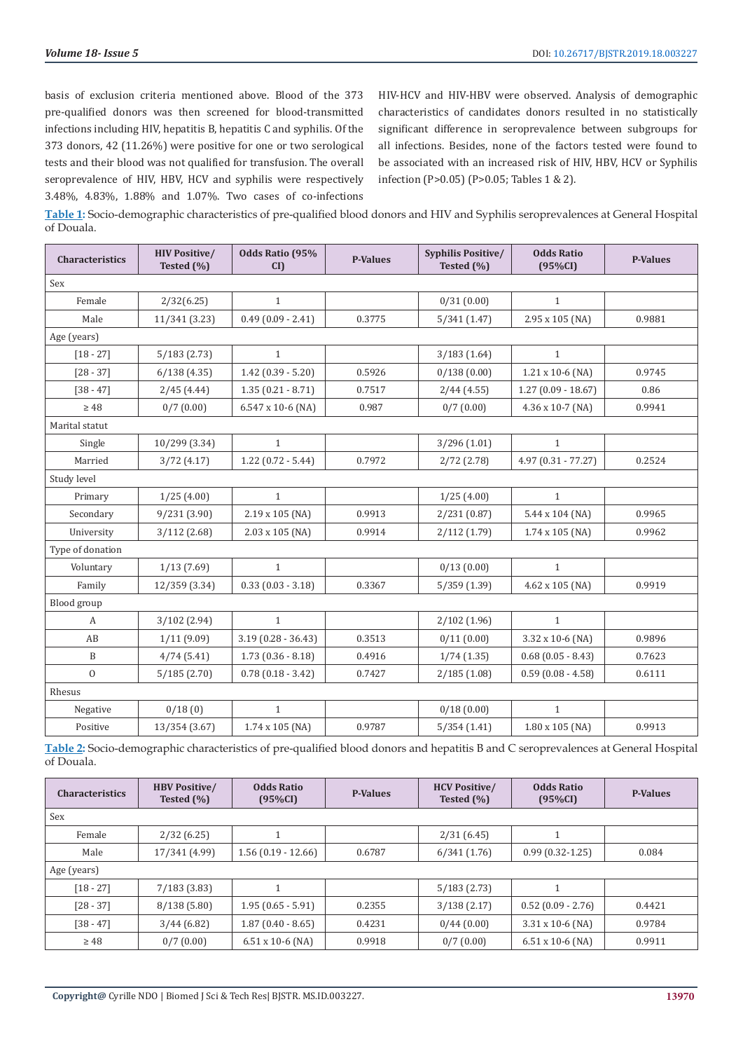basis of exclusion criteria mentioned above. Blood of the 373 pre-qualified donors was then screened for blood-transmitted infections including HIV, hepatitis B, hepatitis C and syphilis. Of the 373 donors, 42 (11.26%) were positive for one or two serological tests and their blood was not qualified for transfusion. The overall seroprevalence of HIV, HBV, HCV and syphilis were respectively 3.48%, 4.83%, 1.88% and 1.07%. Two cases of co-infections HIV-HCV and HIV-HBV were observed. Analysis of demographic characteristics of candidates donors resulted in no statistically significant difference in seroprevalence between subgroups for all infections. Besides, none of the factors tested were found to be associated with an increased risk of HIV, HBV, HCV or Syphilis infection (P>0.05) (P>0.05; Tables 1 & 2).

**Table 1:** Socio-demographic characteristics of pre-qualified blood donors and HIV and Syphilis seroprevalences at General Hospital of Douala.

| Characteristics | HIV Positive/ Tested (%) | Odds Ratio (95% CI) | P-Values | Syphilis Positive/ Tested (%) | Odds Ratio (95%CI) | P-Values |
|---|---|---|---|---|---|---|
| Sex | | | | | | |
| Female | 2/32(6.25) | 1 | | 0/31 (0.00) | 1 | |
| Male | 11/341 (3.23) | 0.49 (0.09 - 2.41) | 0.3775 | 5/341 (1.47) | 2.95 x 105 (NA) | 0.9881 |
| Age (years) | | | | | | |
| [18 - 27] | 5/183 (2.73) | 1 | | 3/183 (1.64) | 1 | |
| [28 - 37] | 6/138 (4.35) | 1.42 (0.39 - 5.20) | 0.5926 | 0/138 (0.00) | 1.21 x 10-6 (NA) | 0.9745 |
| [38 - 47] | 2/45 (4.44) | 1.35 (0.21 - 8.71) | 0.7517 | 2/44 (4.55) | 1.27 (0.09 - 18.67) | 0.86 |
| ≥ 48 | 0/7 (0.00) | 6.547 x 10-6 (NA) | 0.987 | 0/7 (0.00) | 4.36 x 10-7 (NA) | 0.9941 |
| Marital statut | | | | | | |
| Single | 10/299 (3.34) | 1 | | 3/296 (1.01) | 1 | |
| Married | 3/72 (4.17) | 1.22 (0.72 - 5.44) | 0.7972 | 2/72 (2.78) | 4.97 (0.31 - 77.27) | 0.2524 |
| Study level | | | | | | |
| Primary | 1/25 (4.00) | 1 | | 1/25 (4.00) | 1 | |
| Secondary | 9/231 (3.90) | 2.19 x 105 (NA) | 0.9913 | 2/231 (0.87) | 5.44 x 104 (NA) | 0.9965 |
| University | 3/112 (2.68) | 2.03 x 105 (NA) | 0.9914 | 2/112 (1.79) | 1.74 x 105 (NA) | 0.9962 |
| Type of donation | | | | | | |
| Voluntary | 1/13 (7.69) | 1 | | 0/13 (0.00) | 1 | |
| Family | 12/359 (3.34) | 0.33 (0.03 - 3.18) | 0.3367 | 5/359 (1.39) | 4.62 x 105 (NA) | 0.9919 |
| Blood group | | | | | | |
| A | 3/102 (2.94) | 1 | | 2/102 (1.96) | 1 | |
| AB | 1/11 (9.09) | 3.19 (0.28 - 36.43) | 0.3513 | 0/11 (0.00) | 3.32 x 10-6 (NA) | 0.9896 |
| B | 4/74 (5.41) | 1.73 (0.36 - 8.18) | 0.4916 | 1/74 (1.35) | 0.68 (0.05 - 8.43) | 0.7623 |
| O | 5/185 (2.70) | 0.78 (0.18 - 3.42) | 0.7427 | 2/185 (1.08) | 0.59 (0.08 - 4.58) | 0.6111 |
| Rhesus | | | | | | |
| Negative | 0/18 (0) | 1 | | 0/18 (0.00) | 1 | |
| Positive | 13/354 (3.67) | 1.74 x 105 (NA) | 0.9787 | 5/354 (1.41) | 1.80 x 105 (NA) | 0.9913 |

**Table 2:** Socio-demographic characteristics of pre-qualified blood donors and hepatitis B and C seroprevalences at General Hospital of Douala.

| Characteristics | HBV Positive/ Tested (%) | Odds Ratio (95%CI) | P-Values | HCV Positive/ Tested (%) | Odds Ratio (95%CI) | P-Values |
|---|---|---|---|---|---|---|
| Sex | | | | | | |
| Female | 2/32 (6.25) | 1 | | 2/31 (6.45) | 1 | |
| Male | 17/341 (4.99) | 1.56 (0.19 - 12.66) | 0.6787 | 6/341 (1.76) | 0.99 (0.32-1.25) | 0.084 |
| Age (years) | | | | | | |
| [18 - 27] | 7/183 (3.83) | 1 | | 5/183 (2.73) | 1 | |
| [28 - 37] | 8/138 (5.80) | 1.95 (0.65 - 5.91) | 0.2355 | 3/138 (2.17) | 0.52 (0.09 - 2.76) | 0.4421 |
| [38 - 47] | 3/44 (6.82) | 1.87 (0.40 - 8.65) | 0.4231 | 0/44 (0.00) | 3.31 x 10-6 (NA) | 0.9784 |
| ≥ 48 | 0/7 (0.00) | 6.51 x 10-6 (NA) | 0.9918 | 0/7 (0.00) | 6.51 x 10-6 (NA) | 0.9911 |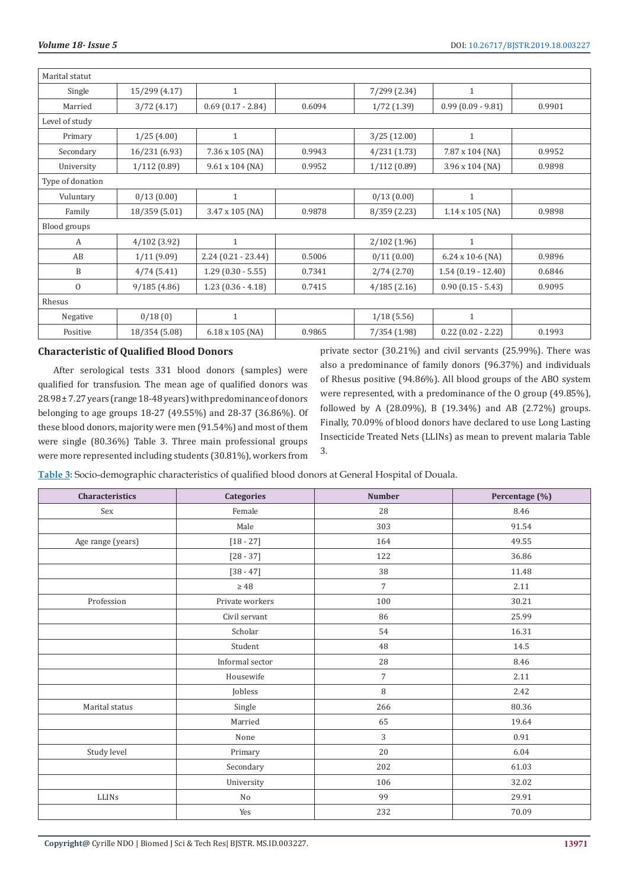| Marital statut | | | | | | |
|---|---|---|---|---|---|---|
| Single | 15/299 (4.17) | 1 | | 7/299 (2.34) | 1 | |
| Married | 3/72 (4.17) | 0.69 (0.17 - 2.84) | 0.6094 | 1/72 (1.39) | 0.99 (0.09 - 9.81) | 0.9901 |
| Level of study | | | | | | |
| Primary | 1/25 (4.00) | 1 | | 3/25 (12.00) | 1 | |
| Secondary | 16/231 (6.93) | 7.36 x 105 (NA) | 0.9943 | 4/231 (1.73) | 7.87 x 104 (NA) | 0.9952 |
| University | 1/112 (0.89) | 9.61 x 104 (NA) | 0.9952 | 1/112 (0.89) | 3.96 x 104 (NA) | 0.9898 |
| Type of donation | | | | | | |
| Vuluntary | 0/13 (0.00) | 1 | | 0/13 (0.00) | 1 | |
| Family | 18/359 (5.01) | 3.47 x 105 (NA) | 0.9878 | 8/359 (2.23) | 1.14 x 105 (NA) | 0.9898 |
| Blood groups | | | | | | |
| A | 4/102 (3.92) | 1 | | 2/102 (1.96) | 1 | |
| AB | 1/11 (9.09) | 2.24 (0.21 - 23.44) | 0.5006 | 0/11 (0.00) | 6.24 x 10-6 (NA) | 0.9896 |
| B | 4/74 (5.41) | 1.29 (0.30 - 5.55) | 0.7341 | 2/74 (2.70) | 1.54 (0.19 - 12.40) | 0.6846 |
| O | 9/185 (4.86) | 1.23 (0.36 - 4.18) | 0.7415 | 4/185 (2.16) | 0.90 (0.15 - 5.43) | 0.9095 |
| Rhesus | | | | | | |
| Negative | 0/18 (0) | 1 | | 1/18 (5.56) | 1 | |
| Positive | 18/354 (5.08) | 6.18 x 105 (NA) | 0.9865 | 7/354 (1.98) | 0.22 (0.02 - 2.22) | 0.1993 |

### Characteristic of Qualified Blood Donors

After serological tests 331 blood donors (samples) were qualified for transfusion. The mean age of qualified donors was 28.98 ± 7.27 years (range 18-48 years) with predominance of donors belonging to age groups 18-27 (49.55%) and 28-37 (36.86%). Of these blood donors, majority were men (91.54%) and most of them were single (80.36%) Table 3. Three main professional groups were more represented including students (30.81%), workers from private sector (30.21%) and civil servants (25.99%). There was also a predominance of family donors (96.37%) and individuals of Rhesus positive (94.86%). All blood groups of the ABO system were represented, with a predominance of the O group (49.85%), followed by A (28.09%), B (19.34%) and AB (2.72%) groups. Finally, 70.09% of blood donors have declared to use Long Lasting Insecticide Treated Nets (LLINs) as mean to prevent malaria Table 3.

**Table 3:** Socio-demographic characteristics of qualified blood donors at General Hospital of Douala.

| Characteristics | Categories | Number | Percentage (%) |
|---|---|---|---|
| Sex | Female | 28 | 8.46 |
| | Male | 303 | 91.54 |
| Age range (years) | [18 - 27] | 164 | 49.55 |
| | [28 - 37] | 122 | 36.86 |
| | [38 - 47] | 38 | 11.48 |
| | ≥ 48 | 7 | 2.11 |
| Profession | Private workers | 100 | 30.21 |
| | Civil servant | 86 | 25.99 |
| | Scholar | 54 | 16.31 |
| | Student | 48 | 14.5 |
| | Informal sector | 28 | 8.46 |
| | Housewife | 7 | 2.11 |
| | Jobless | 8 | 2.42 |
| Marital status | Single | 266 | 80.36 |
| | Married | 65 | 19.64 |
| | None | 3 | 0.91 |
| Study level | Primary | 20 | 6.04 |
| | Secondary | 202 | 61.03 |
| | University | 106 | 32.02 |
| LLINs | No | 99 | 29.91 |
| | Yes | 232 | 70.09 |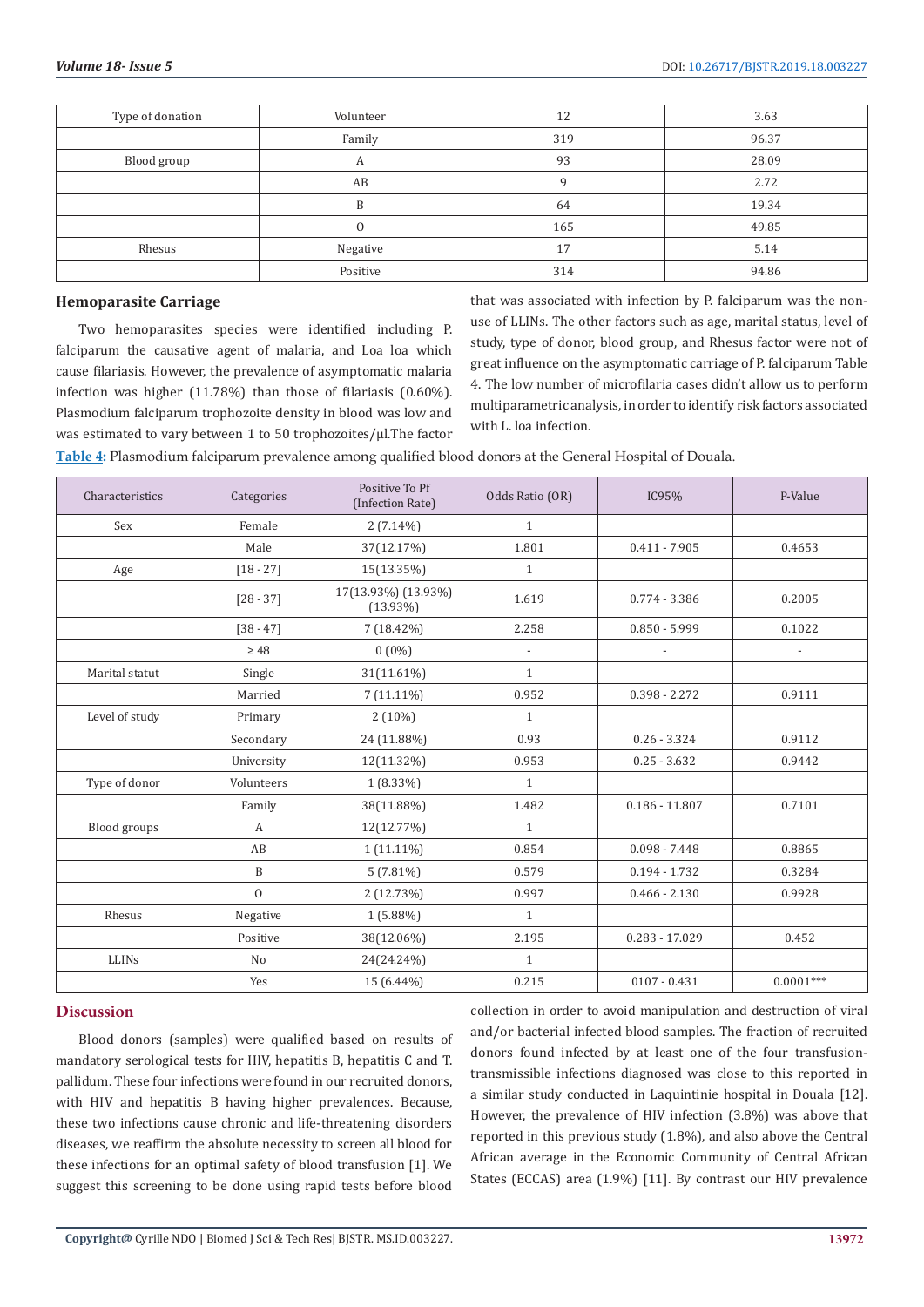| Type of donation | Volunteer | 12 | 3.63 |
|---|---|---|---|
| | Family | 319 | 96.37 |
| Blood group | A | 93 | 28.09 |
| | AB | 9 | 2.72 |
| | B | 64 | 19.34 |
| | O | 165 | 49.85 |
| Rhesus | Negative | 17 | 5.14 |
| | Positive | 314 | 94.86 |

### Hemoparasite Carriage

Two hemoparasites species were identified including P. falciparum the causative agent of malaria, and Loa loa which cause filariasis. However, the prevalence of asymptomatic malaria infection was higher (11.78%) than those of filariasis (0.60%). Plasmodium falciparum trophozoite density in blood was low and was estimated to vary between 1 to 50 trophozoites/µl.The factor that was associated with infection by P. falciparum was the non-use of LLINs. The other factors such as age, marital status, level of study, type of donor, blood group, and Rhesus factor were not of great influence on the asymptomatic carriage of P. falciparum Table 4. The low number of microfilaria cases didn't allow us to perform multiparametric analysis, in order to identify risk factors associated with L. loa infection.

**Table 4**: Plasmodium falciparum prevalence among qualified blood donors at the General Hospital of Douala.

| Characteristics | Categories | Positive To Pf (Infection Rate) | Odds Ratio (OR) | IC95% | P-Value |
|---|---|---|---|---|---|
| Sex | Female | 2 (7.14%) | 1 | | |
| | Male | 37(12.17%) | 1.801 | 0.411 - 7.905 | 0.4653 |
| Age | [18 - 27] | 15(13.35%) | 1 | | |
| | [28 - 37] | 17(13.93%) (13.93%) (13.93%) | 1.619 | 0.774 - 3.386 | 0.2005 |
| | [38 - 47] | 7 (18.42%) | 2.258 | 0.850 - 5.999 | 0.1022 |
| | ≥ 48 | 0 (0%) | - | - | - |
| Marital statut | Single | 31(11.61%) | 1 | | |
| | Married | 7 (11.11%) | 0.952 | 0.398 - 2.272 | 0.9111 |
| Level of study | Primary | 2 (10%) | 1 | | |
| | Secondary | 24 (11.88%) | 0.93 | 0.26 - 3.324 | 0.9112 |
| | University | 12(11.32%) | 0.953 | 0.25 - 3.632 | 0.9442 |
| Type of donor | Volunteers | 1 (8.33%) | 1 | | |
| | Family | 38(11.88%) | 1.482 | 0.186 - 11.807 | 0.7101 |
| Blood groups | A | 12(12.77%) | 1 | | |
| | AB | 1 (11.11%) | 0.854 | 0.098 - 7.448 | 0.8865 |
| | B | 5 (7.81%) | 0.579 | 0.194 - 1.732 | 0.3284 |
| | O | 2 (12.73%) | 0.997 | 0.466 - 2.130 | 0.9928 |
| Rhesus | Negative | 1 (5.88%) | 1 | | |
| | Positive | 38(12.06%) | 2.195 | 0.283 - 17.029 | 0.452 |
| LLINs | No | 24(24.24%) | 1 | | |
| | Yes | 15 (6.44%) | 0.215 | 0107 - 0.431 | 0.0001*** |

## Discussion

Blood donors (samples) were qualified based on results of mandatory serological tests for HIV, hepatitis B, hepatitis C and T. pallidum. These four infections were found in our recruited donors, with HIV and hepatitis B having higher prevalences. Because, these two infections cause chronic and life-threatening disorders diseases, we reaffirm the absolute necessity to screen all blood for these infections for an optimal safety of blood transfusion [1]. We suggest this screening to be done using rapid tests before blood collection in order to avoid manipulation and destruction of viral and/or bacterial infected blood samples. The fraction of recruited donors found infected by at least one of the four transfusion-transmissible infections diagnosed was close to this reported in a similar study conducted in Laquintinie hospital in Douala [12]. However, the prevalence of HIV infection (3.8%) was above that reported in this previous study (1.8%), and also above the Central African average in the Economic Community of Central African States (ECCAS) area (1.9%) [11]. By contrast our HIV prevalence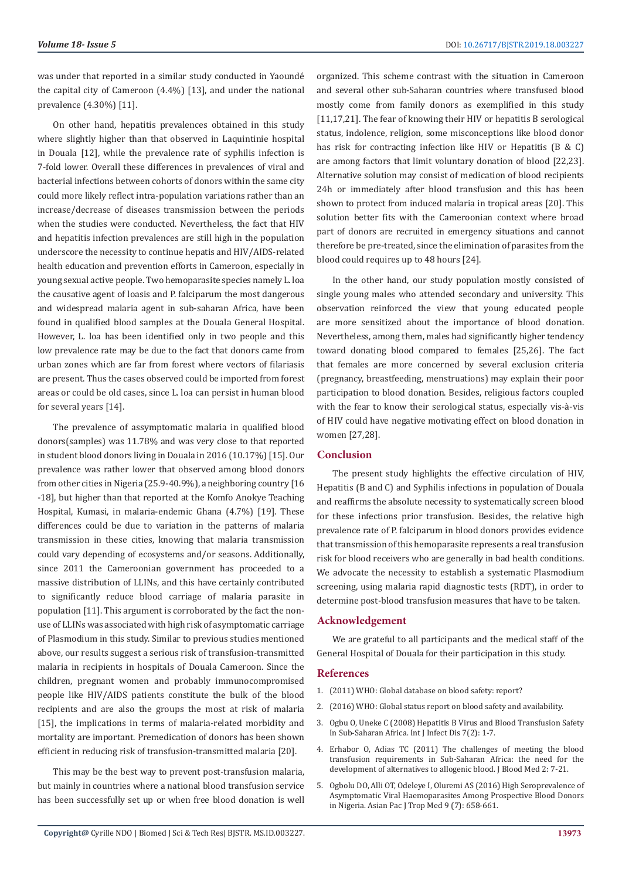was under that reported in a similar study conducted in Yaoundé the capital city of Cameroon (4.4%) [13], and under the national prevalence (4.30%) [11].

On other hand, hepatitis prevalences obtained in this study where slightly higher than that observed in Laquintinie hospital in Douala [12], while the prevalence rate of syphilis infection is 7-fold lower. Overall these differences in prevalences of viral and bacterial infections between cohorts of donors within the same city could more likely reflect intra-population variations rather than an increase/decrease of diseases transmission between the periods when the studies were conducted. Nevertheless, the fact that HIV and hepatitis infection prevalences are still high in the population underscore the necessity to continue hepatis and HIV/AIDS-related health education and prevention efforts in Cameroon, especially in young sexual active people. Two hemoparasite species namely L. loa the causative agent of loasis and P. falciparum the most dangerous and widespread malaria agent in sub-saharan Africa, have been found in qualified blood samples at the Douala General Hospital. However, L. loa has been identified only in two people and this low prevalence rate may be due to the fact that donors came from urban zones which are far from forest where vectors of filariasis are present. Thus the cases observed could be imported from forest areas or could be old cases, since L. loa can persist in human blood for several years [14].

The prevalence of assymptomatic malaria in qualified blood donors(samples) was 11.78% and was very close to that reported in student blood donors living in Douala in 2016 (10.17%) [15]. Our prevalence was rather lower that observed among blood donors from other cities in Nigeria (25.9-40.9%), a neighboring country [16 -18], but higher than that reported at the Komfo Anokye Teaching Hospital, Kumasi, in malaria-endemic Ghana (4.7%) [19]. These differences could be due to variation in the patterns of malaria transmission in these cities, knowing that malaria transmission could vary depending of ecosystems and/or seasons. Additionally, since 2011 the Cameroonian government has proceeded to a massive distribution of LLINs, and this have certainly contributed to significantly reduce blood carriage of malaria parasite in population [11]. This argument is corroborated by the fact the non-use of LLINs was associated with high risk of asymptomatic carriage of Plasmodium in this study. Similar to previous studies mentioned above, our results suggest a serious risk of transfusion-transmitted malaria in recipients in hospitals of Douala Cameroon. Since the children, pregnant women and probably immunocompromised people like HIV/AIDS patients constitute the bulk of the blood recipients and are also the groups the most at risk of malaria [15], the implications in terms of malaria-related morbidity and mortality are important. Premedication of donors has been shown efficient in reducing risk of transfusion-transmitted malaria [20].

This may be the best way to prevent post-transfusion malaria, but mainly in countries where a national blood transfusion service has been successfully set up or when free blood donation is well organized. This scheme contrast with the situation in Cameroon and several other sub-Saharan countries where transfused blood mostly come from family donors as exemplified in this study [11,17,21]. The fear of knowing their HIV or hepatitis B serological status, indolence, religion, some misconceptions like blood donor has risk for contracting infection like HIV or Hepatitis (B & C) are among factors that limit voluntary donation of blood [22,23]. Alternative solution may consist of medication of blood recipients 24h or immediately after blood transfusion and this has been shown to protect from induced malaria in tropical areas [20]. This solution better fits with the Cameroonian context where broad part of donors are recruited in emergency situations and cannot therefore be pre-treated, since the elimination of parasites from the blood could requires up to 48 hours [24].

In the other hand, our study population mostly consisted of single young males who attended secondary and university. This observation reinforced the view that young educated people are more sensitized about the importance of blood donation. Nevertheless, among them, males had significantly higher tendency toward donating blood compared to females [25,26]. The fact that females are more concerned by several exclusion criteria (pregnancy, breastfeeding, menstruations) may explain their poor participation to blood donation. Besides, religious factors coupled with the fear to know their serological status, especially vis-à-vis of HIV could have negative motivating effect on blood donation in women [27,28].

## Conclusion

The present study highlights the effective circulation of HIV, Hepatitis (B and C) and Syphilis infections in population of Douala and reaffirms the absolute necessity to systematically screen blood for these infections prior transfusion. Besides, the relative high prevalence rate of P. falciparum in blood donors provides evidence that transmission of this hemoparasite represents a real transfusion risk for blood receivers who are generally in bad health conditions. We advocate the necessity to establish a systematic Plasmodium screening, using malaria rapid diagnostic tests (RDT), in order to determine post-blood transfusion measures that have to be taken.

## Acknowledgement

We are grateful to all participants and the medical staff of the General Hospital of Douala for their participation in this study.

## References

1. (2011) WHO: Global database on blood safety: report?
2. (2016) WHO: Global status report on blood safety and availability.
3. Ogbu O, Uneke C (2008) Hepatitis B Virus and Blood Transfusion Safety In Sub-Saharan Africa. Int J Infect Dis 7(2): 1-7.
4. Erhabor O, Adias TC (2011) The challenges of meeting the blood transfusion requirements in Sub-Saharan Africa: the need for the development of alternatives to allogenic blood. J Blood Med 2: 7-21.
5. Ogbolu DO, Alli OT, Odeleye I, Oluremi AS (2016) High Seroprevalence of Asymptomatic Viral Haemoparasites Among Prospective Blood Donors in Nigeria. Asian Pac J Trop Med 9 (7): 658-661.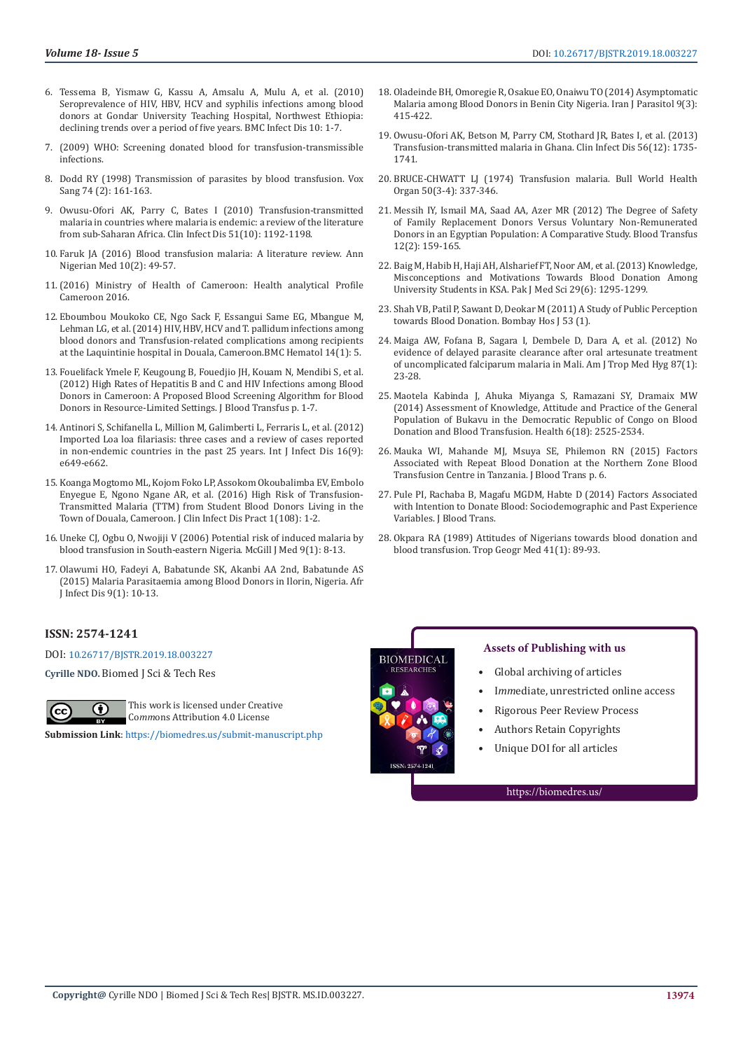6. Tessema B, Yismaw G, Kassu A, Amsalu A, Mulu A, et al. (2010) Seroprevalence of HIV, HBV, HCV and syphilis infections among blood donors at Gondar University Teaching Hospital, Northwest Ethiopia: declining trends over a period of five years. BMC Infect Dis 10: 1-7.
7. (2009) WHO: Screening donated blood for transfusion-transmissible infections.
8. Dodd RY (1998) Transmission of parasites by blood transfusion. Vox Sang 74 (2): 161-163.
9. Owusu-Ofori AK, Parry C, Bates I (2010) Transfusion-transmitted malaria in countries where malaria is endemic: a review of the literature from sub-Saharan Africa. Clin Infect Dis 51(10): 1192-1198.
10. Faruk JA (2016) Blood transfusion malaria: A literature review. Ann Nigerian Med 10(2): 49-57.
11. (2016) Ministry of Health of Cameroon: Health analytical Profile Cameroon 2016.
12. Eboumbou Moukoko CE, Ngo Sack F, Essangui Same EG, Mbangue M, Lehman LG, et al. (2014) HIV, HBV, HCV and T. pallidum infections among blood donors and Transfusion-related complications among recipients at the Laquintinie hospital in Douala, Cameroon.BMC Hematol 14(1): 5.
13. Fouelifack Ymele F, Keugoung B, Fouedjio JH, Kouam N, Mendibi S, et al. (2012) High Rates of Hepatitis B and C and HIV Infections among Blood Donors in Cameroon: A Proposed Blood Screening Algorithm for Blood Donors in Resource-Limited Settings. J Blood Transfus p. 1-7.
14. Antinori S, Schifanella L, Million M, Galimberti L, Ferraris L, et al. (2012) Imported Loa loa filariasis: three cases and a review of cases reported in non-endemic countries in the past 25 years. Int J Infect Dis 16(9): e649-e662.
15. Koanga Mogtomo ML, Kojom Foko LP, Assokom Okoubalimba EV, Embolo Enyegue E, Ngono Ngane AR, et al. (2016) High Risk of Transfusion-Transmitted Malaria (TTM) from Student Blood Donors Living in the Town of Douala, Cameroon. J Clin Infect Dis Pract 1(108): 1-2.
16. Uneke CJ, Ogbu O, Nwojiji V (2006) Potential risk of induced malaria by blood transfusion in South-eastern Nigeria. McGill J Med 9(1): 8-13.
17. Olawumi HO, Fadeyi A, Babatunde SK, Akanbi AA 2nd, Babatunde AS (2015) Malaria Parasitaemia among Blood Donors in Ilorin, Nigeria. Afr J Infect Dis 9(1): 10-13.
18. Oladeinde BH, Omoregie R, Osakue EO, Onaiwu TO (2014) Asymptomatic Malaria among Blood Donors in Benin City Nigeria. Iran J Parasitol 9(3): 415-422.
19. Owusu-Ofori AK, Betson M, Parry CM, Stothard JR, Bates I, et al. (2013) Transfusion-transmitted malaria in Ghana. Clin Infect Dis 56(12): 1735-1741.
20. BRUCE-CHWATT LJ (1974) Transfusion malaria. Bull World Health Organ 50(3-4): 337-346.
21. Messih IY, Ismail MA, Saad AA, Azer MR (2012) The Degree of Safety of Family Replacement Donors Versus Voluntary Non-Remunerated Donors in an Egyptian Population: A Comparative Study. Blood Transfus 12(2): 159-165.
22. Baig M, Habib H, Haji AH, Alsharief FT, Noor AM, et al. (2013) Knowledge, Misconceptions and Motivations Towards Blood Donation Among University Students in KSA. Pak J Med Sci 29(6): 1295-1299.
23. Shah VB, Patil P, Sawant D, Deokar M (2011) A Study of Public Perception towards Blood Donation. Bombay Hos J 53 (1).
24. Maiga AW, Fofana B, Sagara I, Dembele D, Dara A, et al. (2012) No evidence of delayed parasite clearance after oral artesunate treatment of uncomplicated falciparum malaria in Mali. Am J Trop Med Hyg 87(1): 23-28.
25. Maotela Kabinda J, Ahuka Miyanga S, Ramazani SY, Dramaix MW (2014) Assessment of Knowledge, Attitude and Practice of the General Population of Bukavu in the Democratic Republic of Congo on Blood Donation and Blood Transfusion. Health 6(18): 2525-2534.
26. Mauka WI, Mahande MJ, Msuya SE, Philemon RN (2015) Factors Associated with Repeat Blood Donation at the Northern Zone Blood Transfusion Centre in Tanzania. J Blood Trans p. 6.
27. Pule PI, Rachaba B, Magafu MGDM, Habte D (2014) Factors Associated with Intention to Donate Blood: Sociodemographic and Past Experience Variables. J Blood Trans.
28. Okpara RA (1989) Attitudes of Nigerians towards blood donation and blood transfusion. Trop Geogr Med 41(1): 89-93.

**ISSN: 2574-1241**

DOI: 10.26717/BJSTR.2019.18.003227

**Cyrille NDO**. Biomed J Sci & Tech Res

This work is licensed under Creative Commons Attribution 4.0 License

**Submission Link**: https://biomedres.us/submit-manuscript.php

### Assets of Publishing with us

- Global archiving of articles
- Immediate, unrestricted online access
- Rigorous Peer Review Process
- Authors Retain Copyrights
- Unique DOI for all articles

https://biomedres.us/